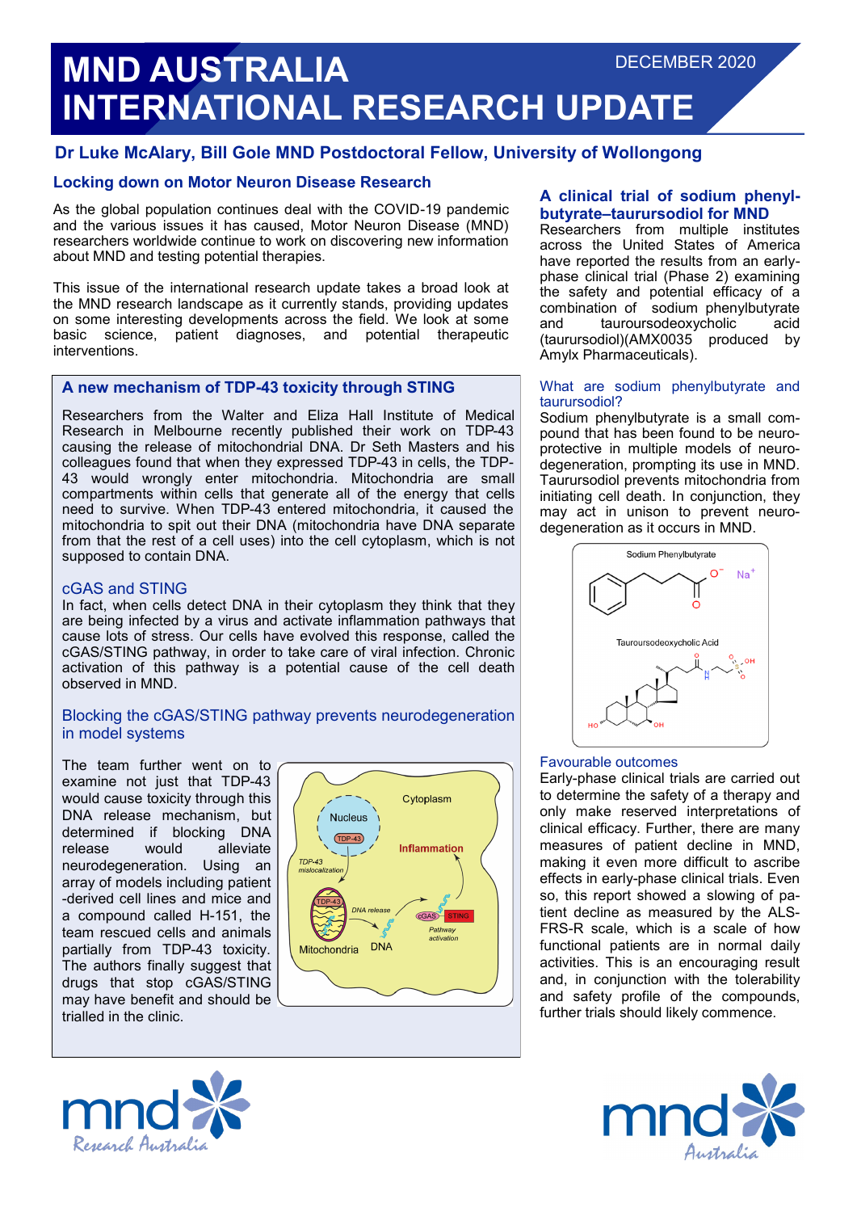# MND AUSTRALIA INTERNATIONAL RESEARCH UPDATE

DECEMBER 2020

## Dr Luke McAlary, Bill Gole MND Postdoctoral Fellow, University of Wollongong

### Locking down on Motor Neuron Disease Research

As the global population continues deal with the COVID-19 pandemic and the various issues it has caused, Motor Neuron Disease (MND) researchers worldwide continue to work on discovering new information about MND and testing potential therapies.

This issue of the international research update takes a broad look at the MND research landscape as it currently stands, providing updates on some interesting developments across the field. We look at some basic science, patient diagnoses, and potential therapeutic interventions.

### A new mechanism of TDP-43 toxicity through STING

Researchers from the Walter and Eliza Hall Institute of Medical Research in Melbourne recently published their work on TDP-43 causing the release of mitochondrial DNA. Dr Seth Masters and his colleagues found that when they expressed TDP-43 in cells, the TDP-43 would wrongly enter mitochondria. Mitochondria are small compartments within cells that generate all of the energy that cells need to survive. When TDP-43 entered mitochondria, it caused the mitochondria to spit out their DNA (mitochondria have DNA separate from that the rest of a cell uses) into the cell cytoplasm, which is not supposed to contain DNA.

#### cGAS and STING

In fact, when cells detect DNA in their cytoplasm they think that they are being infected by a virus and activate inflammation pathways that cause lots of stress. Our cells have evolved this response, called the cGAS/STING pathway, in order to take care of viral infection. Chronic activation of this pathway is a potential cause of the cell death observed in MND.

#### Blocking the cGAS/STING pathway prevents neurodegeneration in model systems

The team further went on to examine not just that TDP-43 would cause toxicity through this DNA release mechanism, but determined if blocking DNA release would alleviate neurodegeneration. Using an array of models including patient-derived cell lines and mice and a compound called H-151, the team rescued cells and animals partially from TDP-43 toxicity. The authors finally suggest that drugs that stop cGAS/STING may have benefit and should be trialled in the clinic.

### A clinical trial of sodium phenylbutyrate–taurursodiol for MND

Researchers from multiple institutes across the United States of America have reported the results from an early-phase clinical trial (Phase 2) examining the safety and potential efficacy of a combination of sodium phenylbutyrate and tauroursodeoxycholic acid (taurursodiol)(AMX0035 produced by Amylx Pharmaceuticals).

#### What are sodium phenylbutyrate and taurursodiol?

Sodium phenylbutyrate is a small compound that has been found to be neuroprotective in multiple models of neurodegeneration, prompting its use in MND. Taurursodiol prevents mitochondria from initiating cell death. In conjunction, they may act in unison to prevent neurodegeneration as it occurs in MND.

#### Favourable outcomes

Early-phase clinical trials are carried out to determine the safety of a therapy and only make reserved interpretations of clinical efficacy. Further, there are many measures of patient decline in MND, making it even more difficult to ascribe effects in early-phase clinical trials. Even so, this report showed a slowing of patient decline as measured by the ALS-FRS-R scale, which is a scale of how functional patients are in normal daily activities. This is an encouraging result and, in conjunction with the tolerability and safety profile of the compounds, further trials should likely commence.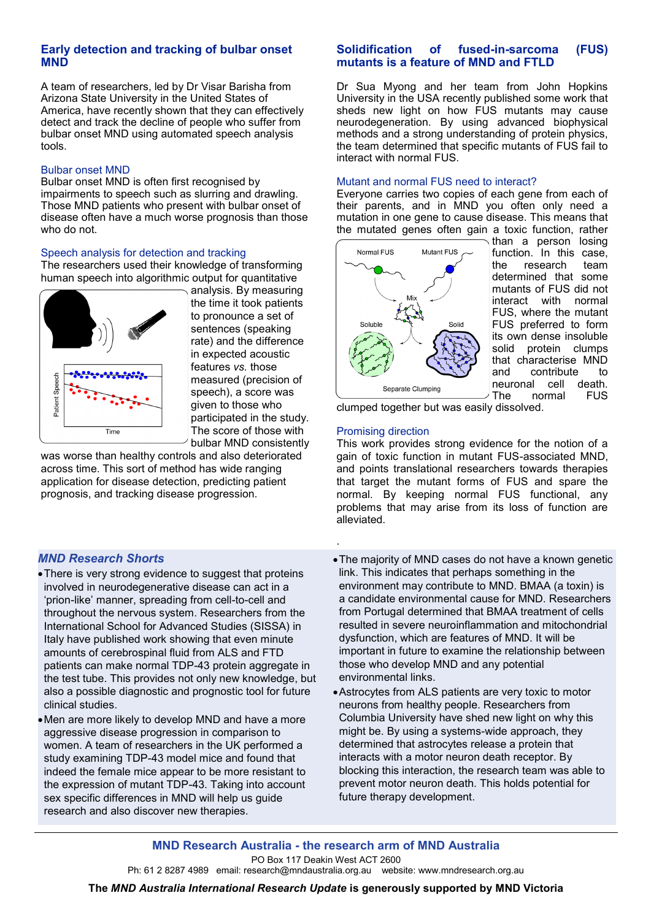## Early detection and tracking of bulbar onset MND

A team of researchers, led by Dr Visar Barisha from Arizona State University in the United States of America, have recently shown that they can effectively detect and track the decline of people who suffer from bulbar onset MND using automated speech analysis tools.

### Bulbar onset MND

Bulbar onset MND is often first recognised by impairments to speech such as slurring and drawling. Those MND patients who present with bulbar onset of disease often have a much worse prognosis than those who do not.

### Speech analysis for detection and tracking

The researchers used their knowledge of transforming human speech into algorithmic output for quantitative analysis. By measuring the time it took patients to pronounce a set of sentences (speaking rate) and the difference in expected acoustic features *vs.* those measured (precision of speech), a score was given to those who participated in the study. The score of those with bulbar MND consistently was worse than healthy controls and also deteriorated across time. This sort of method has wide ranging application for disease detection, predicting patient prognosis, and tracking disease progression.

Patient Speech

Time

## Solidification of fused-in-sarcoma (FUS) mutants is a feature of MND and FTLD

Dr Sua Myong and her team from John Hopkins University in the USA recently published some work that sheds new light on how FUS mutants may cause neurodegeneration. By using advanced biophysical methods and a strong understanding of protein physics, the team determined that specific mutants of FUS fail to interact with normal FUS.

### Mutant and normal FUS need to interact?

Everyone carries two copies of each gene from each of their parents, and in MND you often only need a mutation in one gene to cause disease. This means that the mutated genes often gain a toxic function, rather than a person losing function. In this case, the research team determined that some mutants of FUS did not interact with normal FUS, where the mutant FUS preferred to form its own dense insoluble solid protein clumps that characterise MND and contribute to neuronal cell death. The normal FUS clumped together but was easily dissolved.

Normal FUS

Mutant FUS

Mix

Soluble

Solid

Separate Clumping

### Promising direction

This work provides strong evidence for the notion of a gain of toxic function in mutant FUS-associated MND, and points translational researchers towards therapies that target the mutant forms of FUS and spare the normal. By keeping normal FUS functional, any problems that may arise from its loss of function are alleviated.

## *MND Research Shorts*

- There is very strong evidence to suggest that proteins involved in neurodegenerative disease can act in a 'prion-like' manner, spreading from cell-to-cell and throughout the nervous system. Researchers from the International School for Advanced Studies (SISSA) in Italy have published work showing that even minute amounts of cerebrospinal fluid from ALS and FTD patients can make normal TDP-43 protein aggregate in the test tube. This provides not only new knowledge, but also a possible diagnostic and prognostic tool for future clinical studies.
- Men are more likely to develop MND and have a more aggressive disease progression in comparison to women. A team of researchers in the UK performed a study examining TDP-43 model mice and found that indeed the female mice appear to be more resistant to the expression of mutant TDP-43. Taking into account sex specific differences in MND will help us guide research and also discover new therapies.
- The majority of MND cases do not have a known genetic link. This indicates that perhaps something in the environment may contribute to MND. BMAA (a toxin) is a candidate environmental cause for MND. Researchers from Portugal determined that BMAA treatment of cells resulted in severe neuroinflammation and mitochondrial dysfunction, which are features of MND. It will be important in future to examine the relationship between those who develop MND and any potential environmental links.
- Astrocytes from ALS patients are very toxic to motor neurons from healthy people. Researchers from Columbia University have shed new light on why this might be. By using a systems-wide approach, they determined that astrocytes release a protein that interacts with a motor neuron death receptor. By blocking this interaction, the research team was able to prevent motor neuron death. This holds potential for future therapy development.

**MND Research Australia - the research arm of MND Australia**

PO Box 117 Deakin West ACT 2600

Ph: 61 2 8287 4989 email: research@mndaustralia.org.au website: www.mndresearch.org.au

**The *MND Australia International Research Update* is generously supported by MND Victoria**